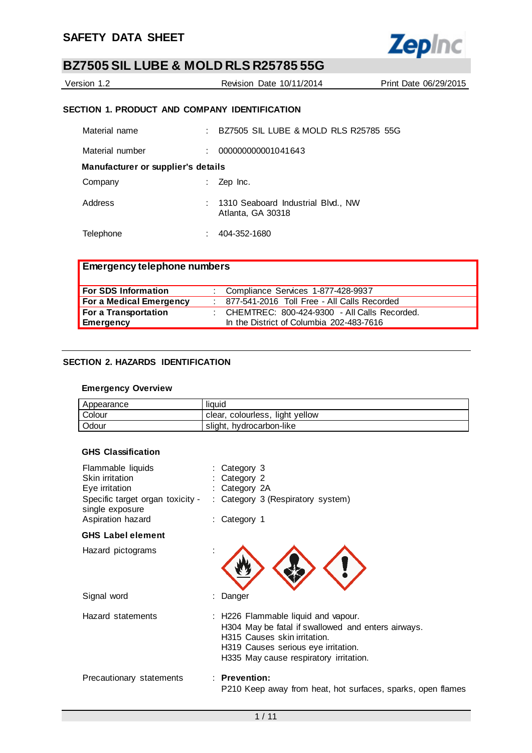# SAFETY DATA SHEET

## BZ7505 SIL LUBE & MOLD RLS R25785 55G

Version 1.2 | Revision Date 10/11/2014 | Print Date 06/29/2015

### SECTION 1. PRODUCT AND COMPANY IDENTIFICATION

Material name : BZ7505 SIL LUBE & MOLD RLS R25785 55G

Material number : 000000000001041643

**Manufacturer or supplier's details**

Company : Zep Inc.

Address : 1310 Seaboard Industrial Blvd., NW
Atlanta, GA 30318

Telephone : 404-352-1680

| Emergency telephone numbers | |
|---|---|
| **For SDS Information** | : Compliance Services 1-877-428-9937 |
| **For a Medical Emergency** | : 877-541-2016 Toll Free - All Calls Recorded |
| **For a Transportation Emergency** | : CHEMTREC: 800-424-9300 - All Calls Recorded. In the District of Columbia 202-483-7616 |

### SECTION 2. HAZARDS IDENTIFICATION

**Emergency Overview**

| Appearance | liquid |
|---|---|
| Colour | clear, colourless, light yellow |
| Odour | slight, hydrocarbon-like |

**GHS Classification**

Flammable liquids : Category 3
Skin irritation : Category 2
Eye irritation : Category 2A
Specific target organ toxicity - single exposure : Category 3 (Respiratory system)
Aspiration hazard : Category 1

**GHS Label element**

Hazard pictograms :

Signal word : Danger

Hazard statements : H226 Flammable liquid and vapour.
H304 May be fatal if swallowed and enters airways.
H315 Causes skin irritation.
H319 Causes serious eye irritation.
H335 May cause respiratory irritation.

Precautionary statements : **Prevention:**
P210 Keep away from heat, hot surfaces, sparks, open flames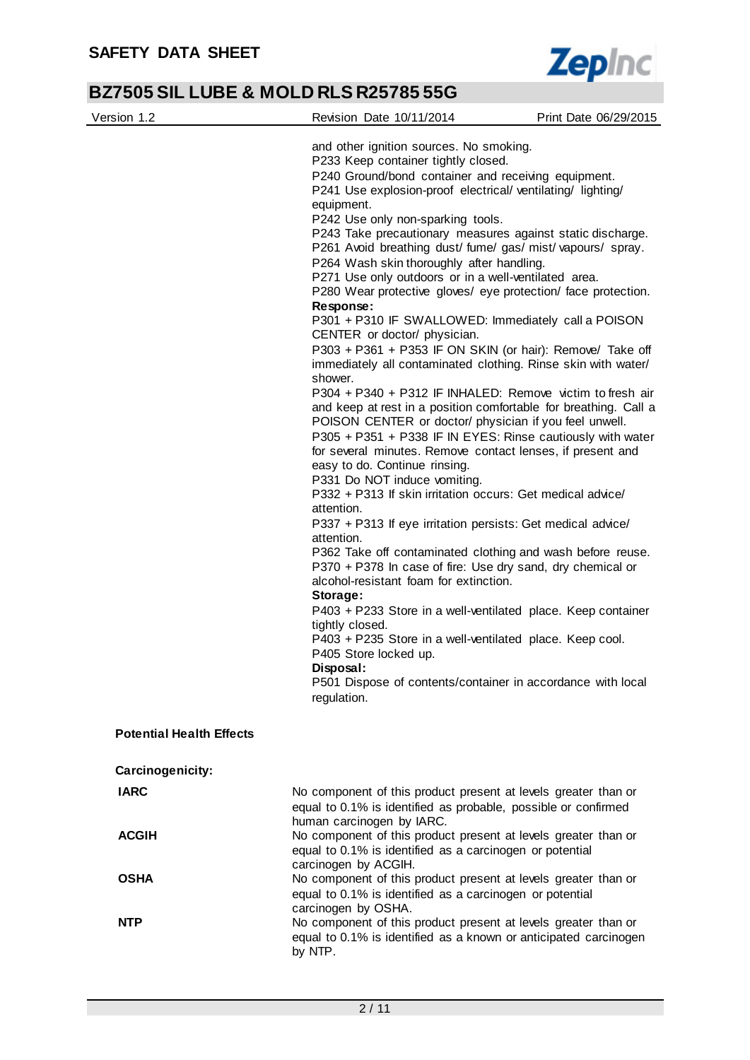and other ignition sources. No smoking.
P233 Keep container tightly closed.
P240 Ground/bond container and receiving equipment.
P241 Use explosion-proof electrical/ ventilating/ lighting/ equipment.
P242 Use only non-sparking tools.
P243 Take precautionary measures against static discharge.
P261 Avoid breathing dust/ fume/ gas/ mist/ vapours/ spray.
P264 Wash skin thoroughly after handling.
P271 Use only outdoors or in a well-ventilated area.
P280 Wear protective gloves/ eye protection/ face protection.

**Response:**
P301 + P310 IF SWALLOWED: Immediately call a POISON CENTER or doctor/ physician.
P303 + P361 + P353 IF ON SKIN (or hair): Remove/ Take off immediately all contaminated clothing. Rinse skin with water/ shower.
P304 + P340 + P312 IF INHALED: Remove victim to fresh air and keep at rest in a position comfortable for breathing. Call a POISON CENTER or doctor/ physician if you feel unwell.
P305 + P351 + P338 IF IN EYES: Rinse cautiously with water for several minutes. Remove contact lenses, if present and easy to do. Continue rinsing.
P331 Do NOT induce vomiting.
P332 + P313 If skin irritation occurs: Get medical advice/ attention.
P337 + P313 If eye irritation persists: Get medical advice/ attention.
P362 Take off contaminated clothing and wash before reuse.
P370 + P378 In case of fire: Use dry sand, dry chemical or alcohol-resistant foam for extinction.

**Storage:**
P403 + P233 Store in a well-ventilated place. Keep container tightly closed.
P403 + P235 Store in a well-ventilated place. Keep cool.
P405 Store locked up.

**Disposal:**
P501 Dispose of contents/container in accordance with local regulation.

**Potential Health Effects**

**Carcinogenicity:**

| | |
|---|---|
| **IARC** | No component of this product present at levels greater than or equal to 0.1% is identified as probable, possible or confirmed human carcinogen by IARC. |
| **ACGIH** | No component of this product present at levels greater than or equal to 0.1% is identified as a carcinogen or potential carcinogen by ACGIH. |
| **OSHA** | No component of this product present at levels greater than or equal to 0.1% is identified as a carcinogen or potential carcinogen by OSHA. |
| **NTP** | No component of this product present at levels greater than or equal to 0.1% is identified as a known or anticipated carcinogen by NTP. |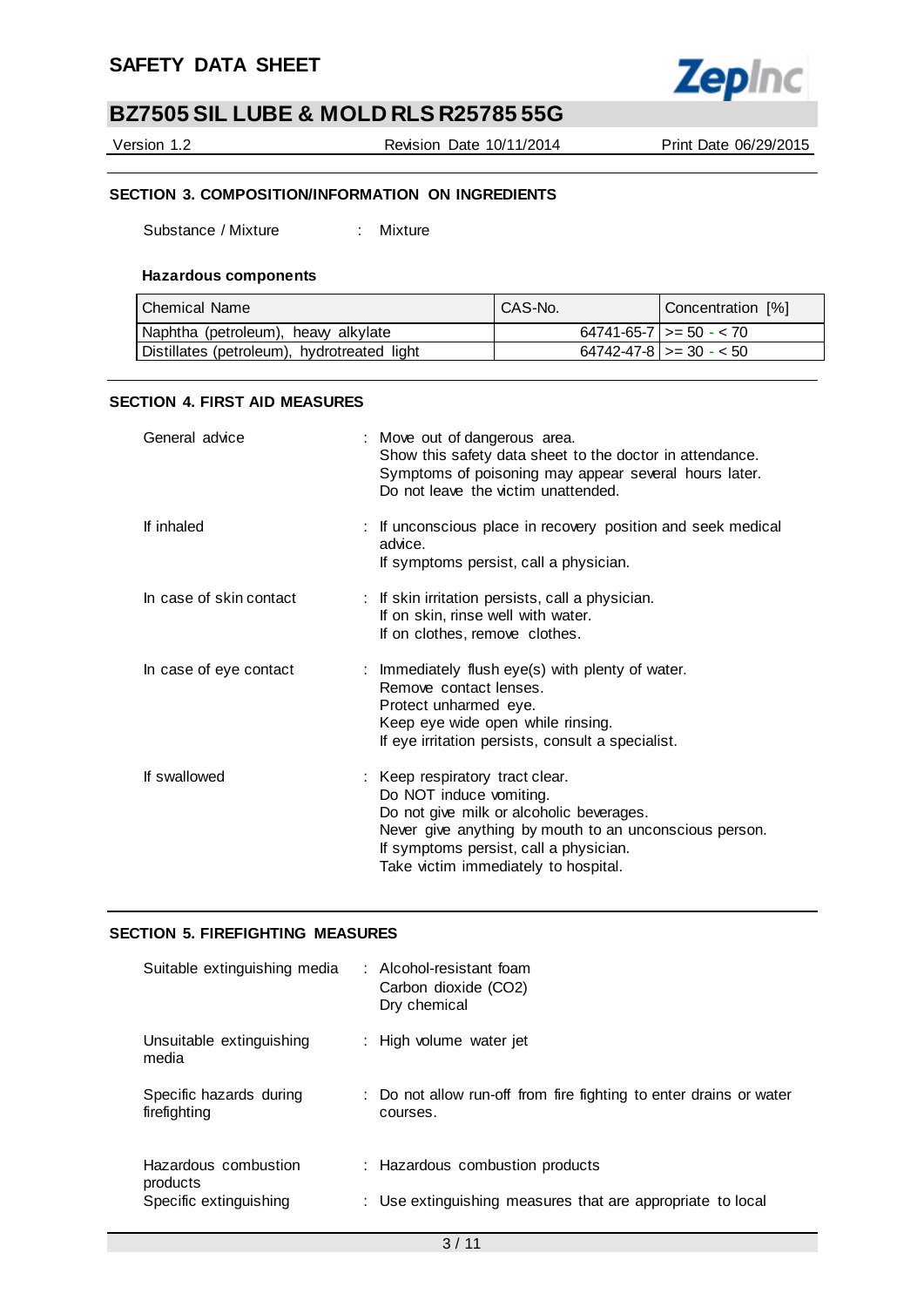## SECTION 3. COMPOSITION/INFORMATION ON INGREDIENTS

Substance / Mixture : Mixture

### Hazardous components

| Chemical Name | CAS-No. | Concentration [%] |
|---|---|---|
| Naphtha (petroleum), heavy alkylate | 64741-65-7 | >= 50 - < 70 |
| Distillates (petroleum), hydrotreated light | 64742-47-8 | >= 30 - < 50 |

## SECTION 4. FIRST AID MEASURES

General advice : Move out of dangerous area.
Show this safety data sheet to the doctor in attendance.
Symptoms of poisoning may appear several hours later.
Do not leave the victim unattended.

If inhaled : If unconscious place in recovery position and seek medical advice.
If symptoms persist, call a physician.

In case of skin contact : If skin irritation persists, call a physician.
If on skin, rinse well with water.
If on clothes, remove clothes.

In case of eye contact : Immediately flush eye(s) with plenty of water.
Remove contact lenses.
Protect unharmed eye.
Keep eye wide open while rinsing.
If eye irritation persists, consult a specialist.

If swallowed : Keep respiratory tract clear.
Do NOT induce vomiting.
Do not give milk or alcoholic beverages.
Never give anything by mouth to an unconscious person.
If symptoms persist, call a physician.
Take victim immediately to hospital.

## SECTION 5. FIREFIGHTING MEASURES

Suitable extinguishing media : Alcohol-resistant foam
Carbon dioxide ($CO_2$)
Dry chemical

Unsuitable extinguishing media : High volume water jet

Specific hazards during firefighting : Do not allow run-off from fire fighting to enter drains or water courses.

Hazardous combustion products : Hazardous combustion products

Specific extinguishing : Use extinguishing measures that are appropriate to local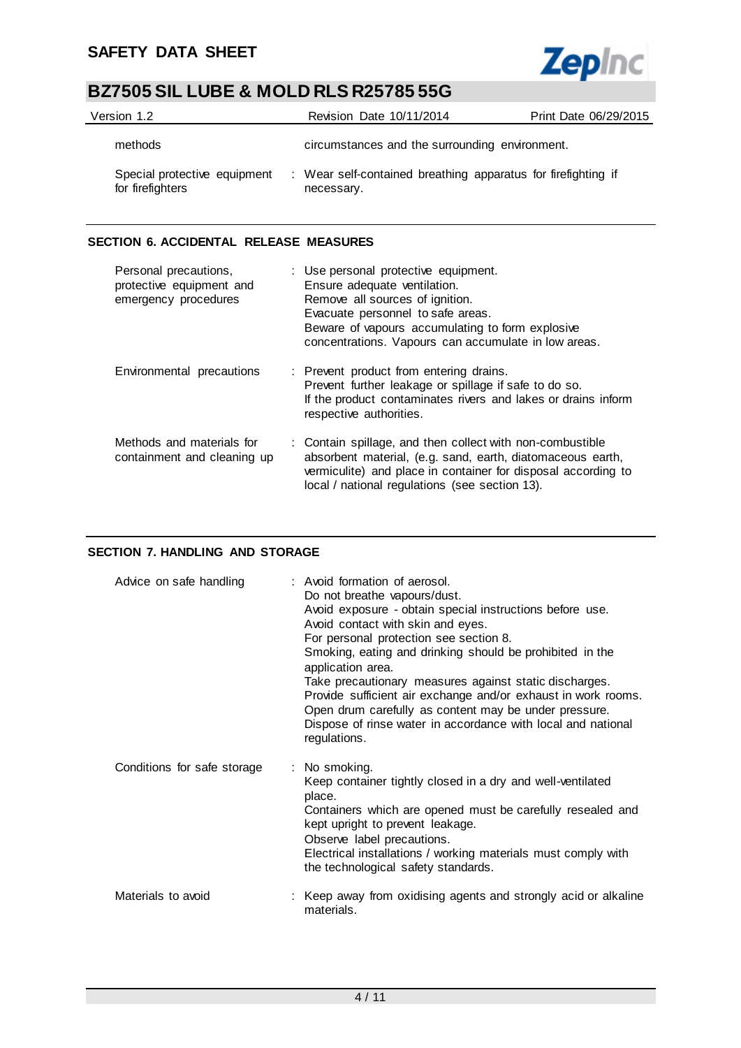| | |
|---|---|
| methods | circumstances and the surrounding environment. |
| Special protective equipment for firefighters | : Wear self-contained breathing apparatus for firefighting if necessary. |

## SECTION 6. ACCIDENTAL RELEASE MEASURES

| | |
|---|---|
| Personal precautions, protective equipment and emergency procedures | : Use personal protective equipment.<br>Ensure adequate ventilation.<br>Remove all sources of ignition.<br>Evacuate personnel to safe areas.<br>Beware of vapours accumulating to form explosive concentrations. Vapours can accumulate in low areas. |
| Environmental precautions | : Prevent product from entering drains.<br>Prevent further leakage or spillage if safe to do so.<br>If the product contaminates rivers and lakes or drains inform respective authorities. |
| Methods and materials for containment and cleaning up | : Contain spillage, and then collect with non-combustible absorbent material, (e.g. sand, earth, diatomaceous earth, vermiculite) and place in container for disposal according to local / national regulations (see section 13). |

## SECTION 7. HANDLING AND STORAGE

| | |
|---|---|
| Advice on safe handling | : Avoid formation of aerosol.<br>Do not breathe vapours/dust.<br>Avoid exposure - obtain special instructions before use.<br>Avoid contact with skin and eyes.<br>For personal protection see section 8.<br>Smoking, eating and drinking should be prohibited in the application area.<br>Take precautionary measures against static discharges.<br>Provide sufficient air exchange and/or exhaust in work rooms.<br>Open drum carefully as content may be under pressure.<br>Dispose of rinse water in accordance with local and national regulations. |
| Conditions for safe storage | : No smoking.<br>Keep container tightly closed in a dry and well-ventilated place.<br>Containers which are opened must be carefully resealed and kept upright to prevent leakage.<br>Observe label precautions.<br>Electrical installations / working materials must comply with the technological safety standards. |
| Materials to avoid | : Keep away from oxidising agents and strongly acid or alkaline materials. |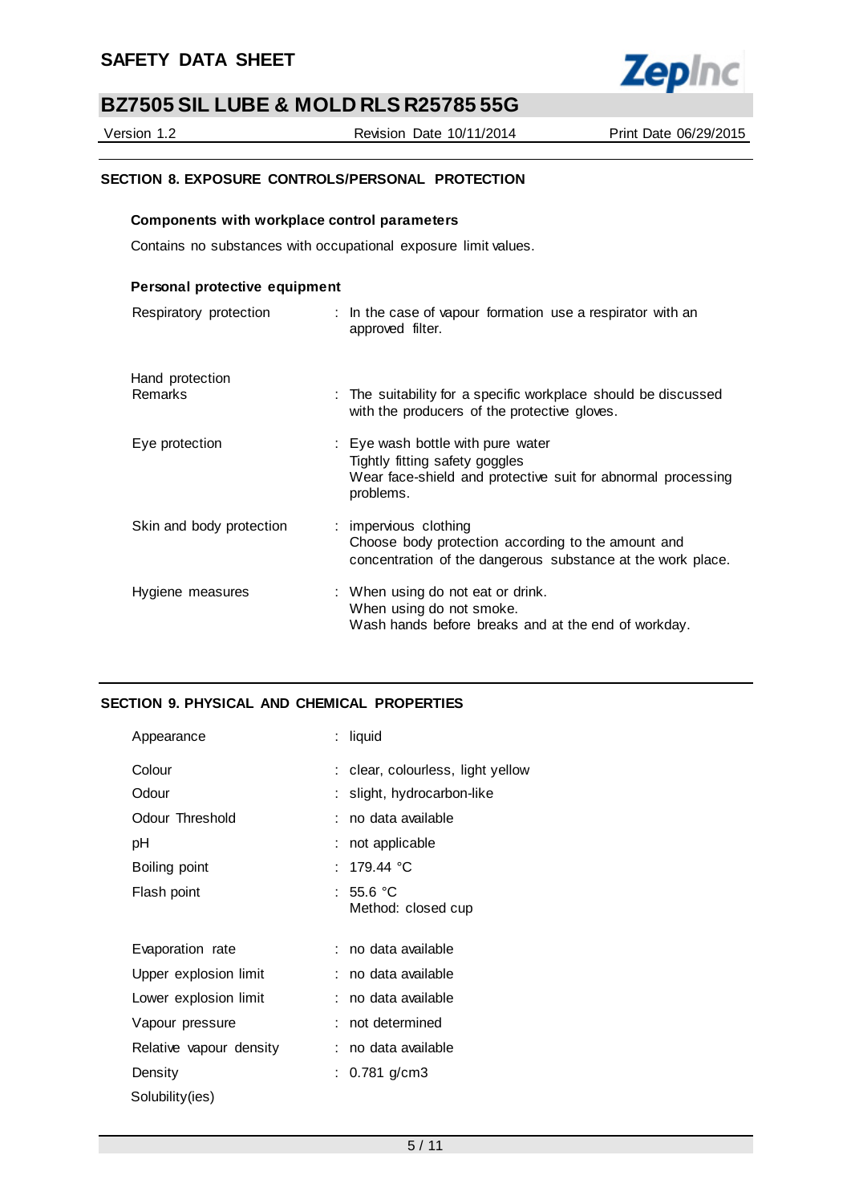## SECTION 8. EXPOSURE CONTROLS/PERSONAL PROTECTION

### Components with workplace control parameters

Contains no substances with occupational exposure limit values.

### Personal protective equipment

| | |
|---|---|
| Respiratory protection | : In the case of vapour formation use a respirator with an approved filter. |
| Hand protection | |
| Remarks | : The suitability for a specific workplace should be discussed with the producers of the protective gloves. |
| Eye protection | : Eye wash bottle with pure water<br>Tightly fitting safety goggles<br>Wear face-shield and protective suit for abnormal processing problems. |
| Skin and body protection | : impervious clothing<br>Choose body protection according to the amount and concentration of the dangerous substance at the work place. |
| Hygiene measures | : When using do not eat or drink.<br>When using do not smoke.<br>Wash hands before breaks and at the end of workday. |

## SECTION 9. PHYSICAL AND CHEMICAL PROPERTIES

| | |
|---|---|
| Appearance | : liquid |
| Colour | : clear, colourless, light yellow |
| Odour | : slight, hydrocarbon-like |
| Odour Threshold | : no data available |
| pH | : not applicable |
| Boiling point | : 179.44 °C |
| Flash point | : 55.6 °C<br>Method: closed cup |
| Evaporation rate | : no data available |
| Upper explosion limit | : no data available |
| Lower explosion limit | : no data available |
| Vapour pressure | : not determined |
| Relative vapour density | : no data available |
| Density | : 0.781 g/cm3 |
| Solubility(ies) | |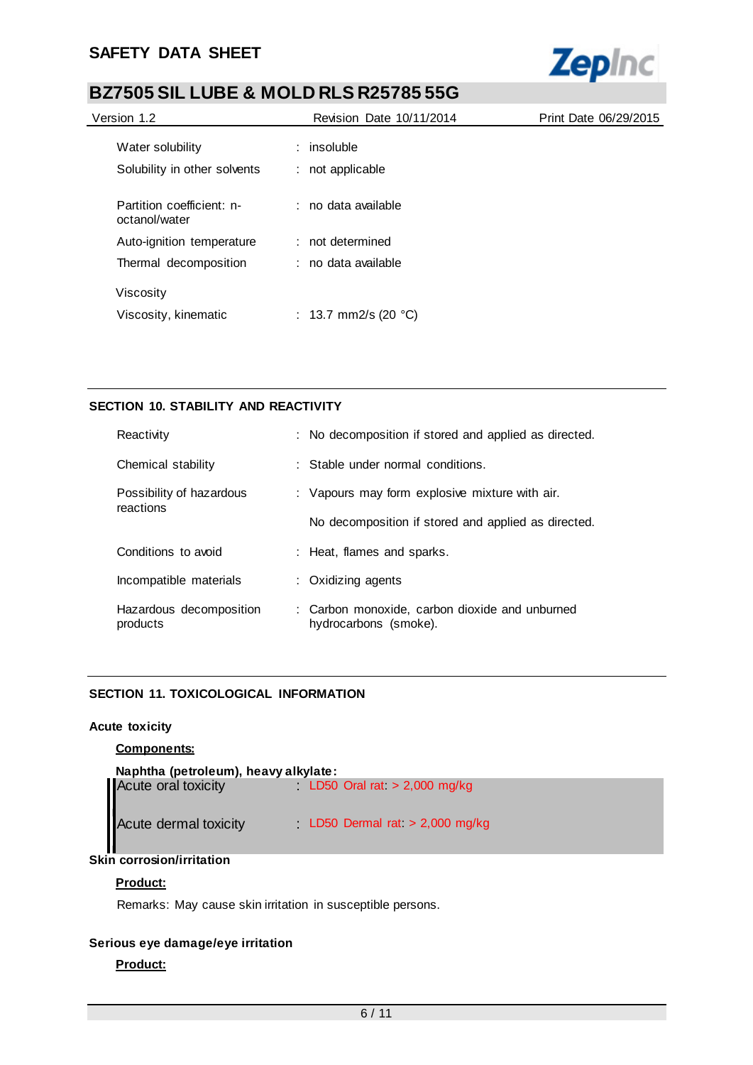| | | |
|---|---|---|
| Water solubility | : | insoluble |
| Solubility in other solvents | : | not applicable |
| Partition coefficient: n-octanol/water | : | no data available |
| Auto-ignition temperature | : | not determined |
| Thermal decomposition | : | no data available |

Viscosity

| | | |
|---|---|---|
| Viscosity, kinematic | : | 13.7 mm2/s (20 °C) |

## SECTION 10. STABILITY AND REACTIVITY

| | | |
|---|---|---|
| Reactivity | : | No decomposition if stored and applied as directed. |
| Chemical stability | : | Stable under normal conditions. |
| Possibility of hazardous reactions | : | Vapours may form explosive mixture with air.<br><br>No decomposition if stored and applied as directed. |
| Conditions to avoid | : | Heat, flames and sparks. |
| Incompatible materials | : | Oxidizing agents |
| Hazardous decomposition products | : | Carbon monoxide, carbon dioxide and unburned hydrocarbons (smoke). |

## SECTION 11. TOXICOLOGICAL INFORMATION

### Acute toxicity

**Components:**

**Naphtha (petroleum), heavy alkylate:**

| | | |
|---|---|---|
| Acute oral toxicity | : | LD50 Oral rat: > 2,000 mg/kg |
| Acute dermal toxicity | : | LD50 Dermal rat: > 2,000 mg/kg |

### Skin corrosion/irritation

**Product:**

Remarks: May cause skin irritation in susceptible persons.

### Serious eye damage/eye irritation

**Product:**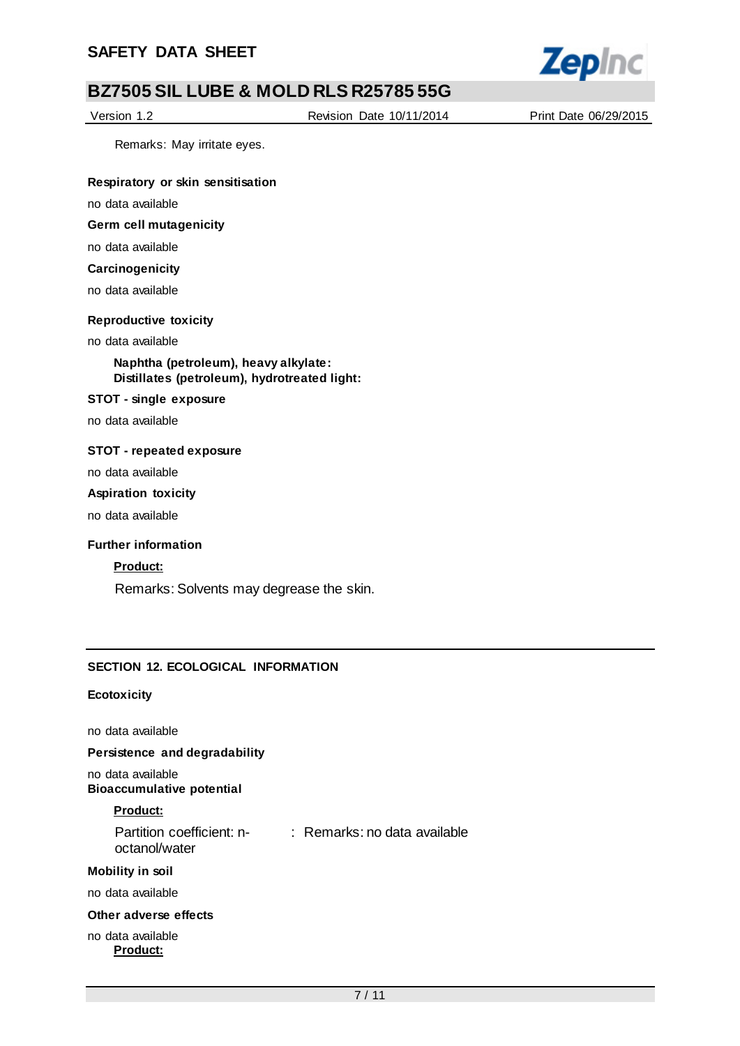Remarks: May irritate eyes.

**Respiratory or skin sensitisation**

no data available

**Germ cell mutagenicity**

no data available

**Carcinogenicity**

no data available

**Reproductive toxicity**

no data available

**Naphtha (petroleum), heavy alkylate:**
**Distillates (petroleum), hydrotreated light:**

**STOT - single exposure**

no data available

**STOT - repeated exposure**

no data available

**Aspiration toxicity**

no data available

**Further information**

**Product:**

Remarks: Solvents may degrease the skin.

## SECTION 12. ECOLOGICAL INFORMATION

**Ecotoxicity**

no data available

**Persistence and degradability**

no data available

**Bioaccumulative potential**

**Product:**

Partition coefficient: n-octanol/water : Remarks: no data available

**Mobility in soil**

no data available

**Other adverse effects**

no data available

**Product:**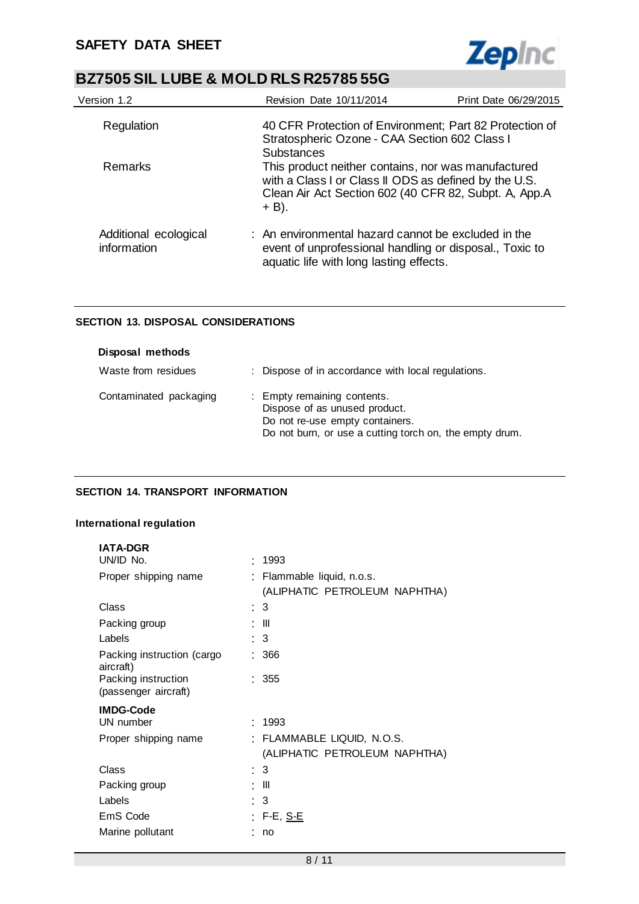| | |
|---|---|
| Regulation | 40 CFR Protection of Environment; Part 82 Protection of Stratospheric Ozone - CAA Section 602 Class I Substances |
| Remarks | This product neither contains, nor was manufactured with a Class I or Class II ODS as defined by the U.S. Clean Air Act Section 602 (40 CFR 82, Subpt. A, App.A + B). |
| Additional ecological information | : An environmental hazard cannot be excluded in the event of unprofessional handling or disposal., Toxic to aquatic life with long lasting effects. |

## SECTION 13. DISPOSAL CONSIDERATIONS

**Disposal methods**

| | |
|---|---|
| Waste from residues | : Dispose of in accordance with local regulations. |
| Contaminated packaging | : Empty remaining contents.<br>Dispose of as unused product.<br>Do not re-use empty containers.<br>Do not burn, or use a cutting torch on, the empty drum. |

## SECTION 14. TRANSPORT INFORMATION

**International regulation**

**IATA-DGR**

| | |
|---|---|
| UN/ID No. | : 1993 |
| Proper shipping name | : Flammable liquid, n.o.s.<br>(ALIPHATIC PETROLEUM NAPHTHA) |
| Class | : 3 |
| Packing group | : III |
| Labels | : 3 |
| Packing instruction (cargo aircraft) | : 366 |
| Packing instruction (passenger aircraft) | : 355 |

**IMDG-Code**

| | |
|---|---|
| UN number | : 1993 |
| Proper shipping name | : FLAMMABLE LIQUID, N.O.S.<br>(ALIPHATIC PETROLEUM NAPHTHA) |
| Class | : 3 |
| Packing group | : III |
| Labels | : 3 |
| EmS Code | : F-E, S-E |
| Marine pollutant | : no |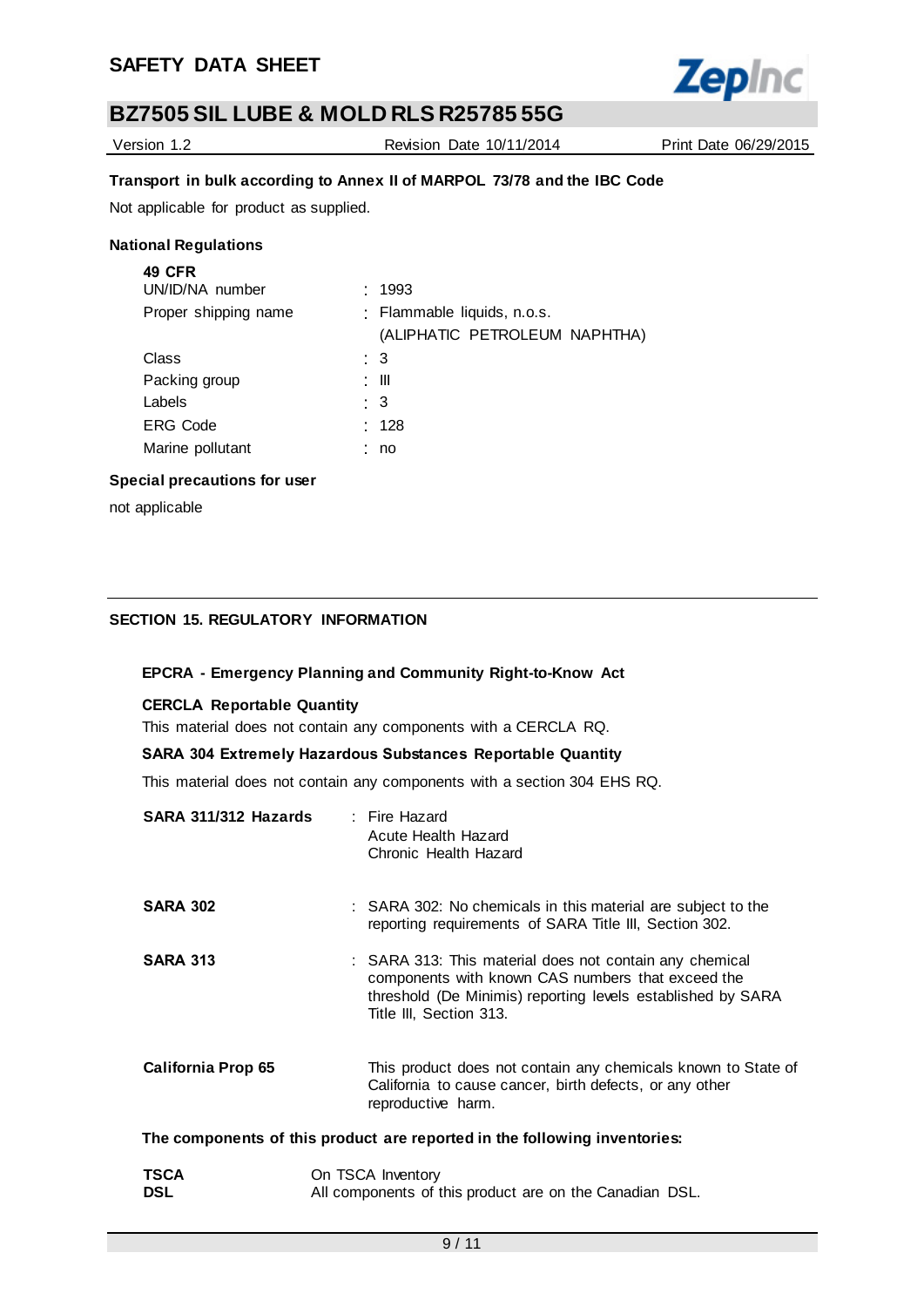**Transport in bulk according to Annex II of MARPOL 73/78 and the IBC Code**

Not applicable for product as supplied.

**National Regulations**

**49 CFR**

| | |
|---|---|
| UN/ID/NA number | : 1993 |
| Proper shipping name | : Flammable liquids, n.o.s. (ALIPHATIC PETROLEUM NAPHTHA) |
| Class | : 3 |
| Packing group | : III |
| Labels | : 3 |
| ERG Code | : 128 |
| Marine pollutant | : no |

**Special precautions for user**

not applicable

## SECTION 15. REGULATORY INFORMATION

**EPCRA - Emergency Planning and Community Right-to-Know Act**

**CERCLA Reportable Quantity**

This material does not contain any components with a CERCLA RQ.

**SARA 304 Extremely Hazardous Substances Reportable Quantity**

This material does not contain any components with a section 304 EHS RQ.

| | |
|---|---|
| **SARA 311/312 Hazards** | : Fire Hazard<br>Acute Health Hazard<br>Chronic Health Hazard |
| **SARA 302** | : SARA 302: No chemicals in this material are subject to the reporting requirements of SARA Title III, Section 302. |
| **SARA 313** | : SARA 313: This material does not contain any chemical components with known CAS numbers that exceed the threshold (De Minimis) reporting levels established by SARA Title III, Section 313. |
| **California Prop 65** | This product does not contain any chemicals known to State of California to cause cancer, birth defects, or any other reproductive harm. |

**The components of this product are reported in the following inventories:**

| | |
|---|---|
| **TSCA** | On TSCA Inventory |
| **DSL** | All components of this product are on the Canadian DSL. |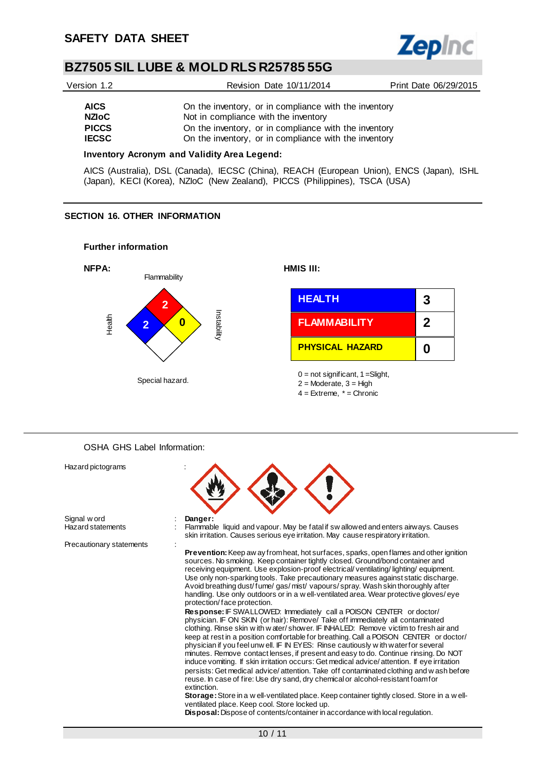| | |
|---|---|
| **AICS** | On the inventory, or in compliance with the inventory |
| **NZIoC** | Not in compliance with the inventory |
| **PICCS** | On the inventory, or in compliance with the inventory |
| **IECSC** | On the inventory, or in compliance with the inventory |

**Inventory Acronym and Validity Area Legend:**

AICS (Australia), DSL (Canada), IECSC (China), REACH (European Union), ENCS (Japan), ISHL (Japan), KECI (Korea), NZIoC (New Zealand), PICCS (Philippines), TSCA (USA)

## SECTION 16. OTHER INFORMATION

**Further information**

**NFPA:**

| | |
|---|---|
| Flammability | 2 |
| Health | 2 |
| Instability | 0 |
| Special hazard. | |

**HMIS III:**

| | |
|---|---|
| **HEALTH** | **3** |
| **FLAMMABILITY** | **2** |
| **PHYSICAL HAZARD** | **0** |

0 = not significant, 1 =Slight,
2 = Moderate, 3 = High
4 = Extreme, * = Chronic

OSHA GHS Label Information:

Hazard pictograms :

Signal word : **Danger:**

Hazard statements : Flammable liquid and vapour. May be fatal if swallowed and enters airways. Causes skin irritation. Causes serious eye irritation. May cause respiratory irritation.

Precautionary statements :

**Prevention:** Keep away from heat, hot surfaces, sparks, open flames and other ignition sources. No smoking. Keep container tightly closed. Ground/bond container and receiving equipment. Use explosion-proof electrical/ ventilating/ lighting/ equipment. Use only non-sparking tools. Take precautionary measures against static discharge. Avoid breathing dust/ fume/ gas/ mist/ vapours/ spray. Wash skin thoroughly after handling. Use only outdoors or in a well-ventilated area. Wear protective gloves/ eye protection/ face protection.

**Response:** IF SWALLOWED: Immediately call a POISON CENTER or doctor/ physician. IF ON SKIN (or hair): Remove/ Take off immediately all contaminated clothing. Rinse skin with water/ shower. IF INHALED: Remove victim to fresh air and keep at rest in a position comfortable for breathing. Call a POISON CENTER or doctor/ physician if you feel unwell. IF IN EYES: Rinse cautiously with water for several minutes. Remove contact lenses, if present and easy to do. Continue rinsing. Do NOT induce vomiting. If skin irritation occurs: Get medical advice/ attention. If eye irritation persists: Get medical advice/ attention. Take off contaminated clothing and wash before reuse. In case of fire: Use dry sand, dry chemical or alcohol-resistant foam for extinction.

**Storage:** Store in a well-ventilated place. Keep container tightly closed. Store in a well-ventilated place. Keep cool. Store locked up.

**Disposal:** Dispose of contents/container in accordance with local regulation.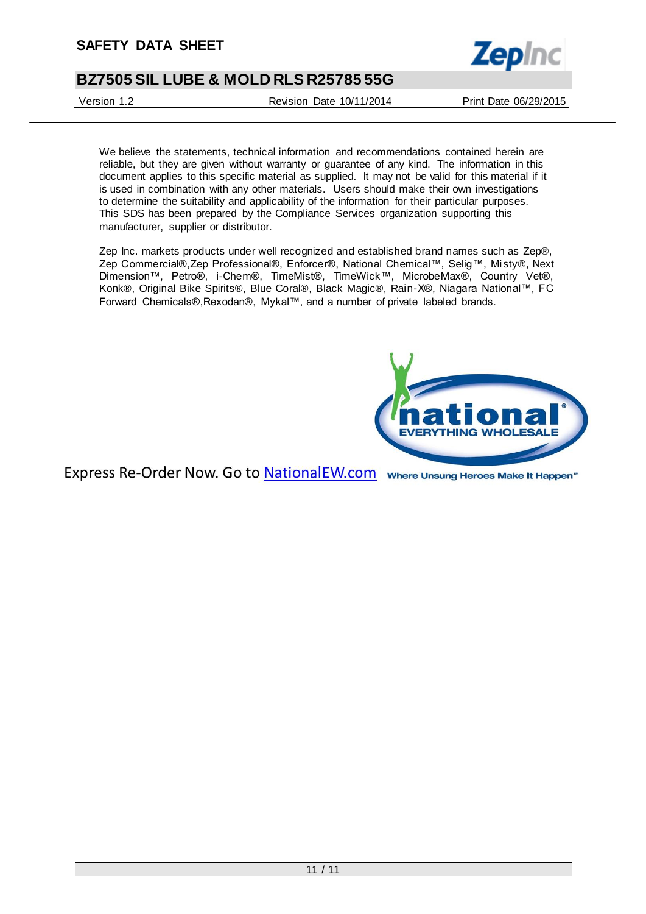We believe the statements, technical information and recommendations contained herein are reliable, but they are given without warranty or guarantee of any kind. The information in this document applies to this specific material as supplied. It may not be valid for this material if it is used in combination with any other materials. Users should make their own investigations to determine the suitability and applicability of the information for their particular purposes. This SDS has been prepared by the Compliance Services organization supporting this manufacturer, supplier or distributor.

Zep Inc. markets products under well recognized and established brand names such as Zep®, Zep Commercial®,Zep Professional®, Enforcer®, National Chemical™, Selig™, Misty®, Next Dimension™, Petro®, i-Chem®, TimeMist®, TimeWick™, MicrobeMax®, Country Vet®, Konk®, Original Bike Spirits®, Blue Coral®, Black Magic®, Rain-X®, Niagara National™, FC Forward Chemicals®,Rexodan®, Mykal™, and a number of private labeled brands.

national® EVERYTHING WHOLESALE

Express Re-Order Now. Go to NationalEW.com Where Unsung Heroes Make It Happen™